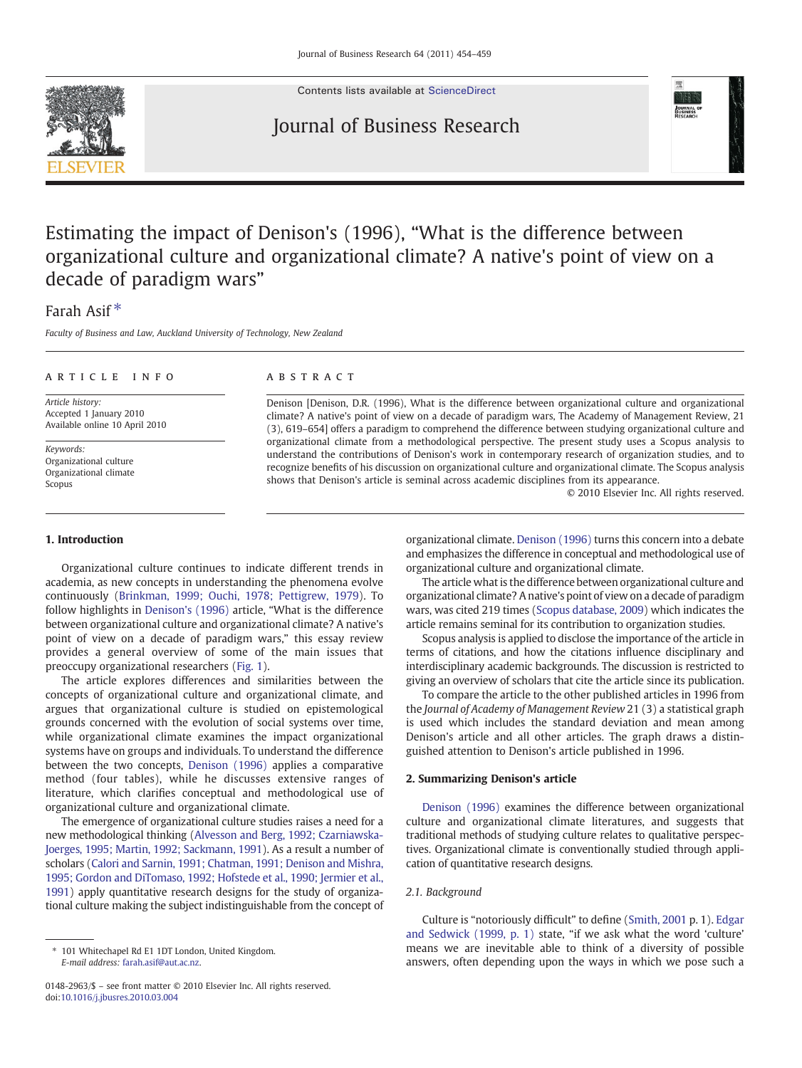# Estimating the impact of Denison's (1996), "What is the difference between organizational culture and organizational climate? A native's point of view on a decade of paradigm wars"

Farah Asif *

*Faculty of Business and Law, Auckland University of Technology, New Zealand*

---

**ARTICLE INFO**

*Article history:*
Accepted 1 January 2010
Available online 10 April 2010

*Keywords:*
Organizational culture
Organizational climate
Scopus

**ABSTRACT**

Denison [Denison, D.R. (1996), What is the difference between organizational culture and organizational climate? A native's point of view on a decade of paradigm wars, The Academy of Management Review, 21 (3), 619–654] offers a paradigm to comprehend the difference between studying organizational culture and organizational climate from a methodological perspective. The present study uses a Scopus analysis to understand the contributions of Denison's work in contemporary research of organization studies, and to recognize benefits of his discussion on organizational culture and organizational climate. The Scopus analysis shows that Denison's article is seminal across academic disciplines from its appearance.

© 2010 Elsevier Inc. All rights reserved.

---

## 1. Introduction

Organizational culture continues to indicate different trends in academia, as new concepts in understanding the phenomena evolve continuously (Brinkman, 1999; Ouchi, 1978; Pettigrew, 1979). To follow highlights in Denison's (1996) article, "What is the difference between organizational culture and organizational climate? A native's point of view on a decade of paradigm wars," this essay review provides a general overview of some of the main issues that preoccupy organizational researchers (Fig. 1).

The article explores differences and similarities between the concepts of organizational culture and organizational climate, and argues that organizational culture is studied on epistemological grounds concerned with the evolution of social systems over time, while organizational climate examines the impact organizational systems have on groups and individuals. To understand the difference between the two concepts, Denison (1996) applies a comparative method (four tables), while he discusses extensive ranges of literature, which clarifies conceptual and methodological use of organizational culture and organizational climate.

The emergence of organizational culture studies raises a need for a new methodological thinking (Alvesson and Berg, 1992; Czarniawska-Joerges, 1995; Martin, 1992; Sackmann, 1991). As a result a number of scholars (Calori and Sarnin, 1991; Chatman, 1991; Denison and Mishra, 1995; Gordon and DiTomaso, 1992; Hofstede et al., 1990; Jermier et al., 1991) apply quantitative research designs for the study of organizational culture making the subject indistinguishable from the concept of organizational climate. Denison (1996) turns this concern into a debate and emphasizes the difference in conceptual and methodological use of organizational culture and organizational climate.

The article what is the difference between organizational culture and organizational climate? A native's point of view on a decade of paradigm wars, was cited 219 times (Scopus database, 2009) which indicates the article remains seminal for its contribution to organization studies.

Scopus analysis is applied to disclose the importance of the article in terms of citations, and how the citations influence disciplinary and interdisciplinary academic backgrounds. The discussion is restricted to giving an overview of scholars that cite the article since its publication.

To compare the article to the other published articles in 1996 from the *Journal of Academy of Management Review* 21 (3) a statistical graph is used which includes the standard deviation and mean among Denison's article and all other articles. The graph draws a distinguished attention to Denison's article published in 1996.

## 2. Summarizing Denison's article

Denison (1996) examines the difference between organizational culture and organizational climate literatures, and suggests that traditional methods of studying culture relates to qualitative perspectives. Organizational climate is conventionally studied through application of quantitative research designs.

### 2.1. Background

Culture is "notoriously difficult" to define (Smith, 2001 p. 1). Edgar and Sedwick (1999, p. 1) state, "if we ask what the word 'culture' means we are inevitable able to think of a diversity of possible answers, often depending upon the ways in which we pose such a

---

* 101 Whitechapel Rd E1 1DT London, United Kingdom.
*E-mail address:* farah.asif@aut.ac.nz.

0148-2963/$ – see front matter © 2010 Elsevier Inc. All rights reserved.
doi:10.1016/j.jbusres.2010.03.004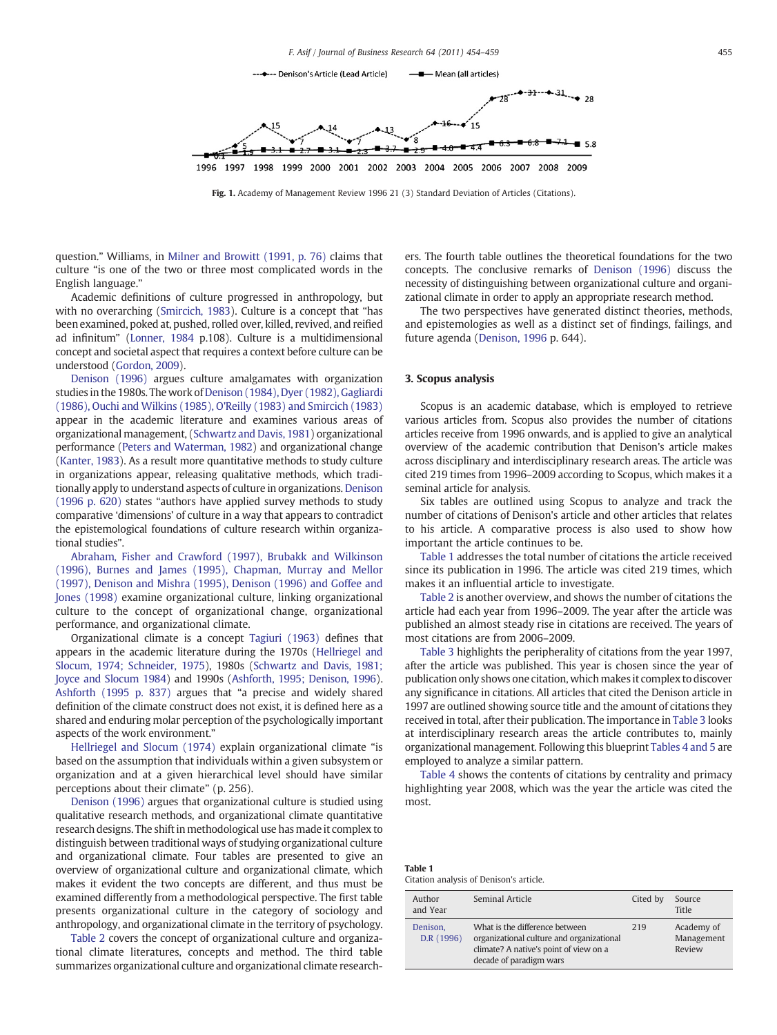Fig. 1. Academy of Management Review 1996 21 (3) Standard Deviation of Articles (Citations).

question." Williams, in Milner and Browitt (1991, p. 76) claims that culture "is one of the two or three most complicated words in the English language."

Academic definitions of culture progressed in anthropology, but with no overarching (Smircich, 1983). Culture is a concept that "has been examined, poked at, pushed, rolled over, killed, revived, and reified ad infinitum" (Lonner, 1984 p.108). Culture is a multidimensional concept and societal aspect that requires a context before culture can be understood (Gordon, 2009).

Denison (1996) argues culture amalgamates with organization studies in the 1980s. The work of Denison (1984), Dyer (1982), Gagliardi (1986), Ouchi and Wilkins (1985), O'Reilly (1983) and Smircich (1983) appear in the academic literature and examines various areas of organizational management, (Schwartz and Davis, 1981) organizational performance (Peters and Waterman, 1982) and organizational change (Kanter, 1983). As a result more quantitative methods to study culture in organizations appear, releasing qualitative methods, which traditionally apply to understand aspects of culture in organizations. Denison (1996 p. 620) states "authors have applied survey methods to study comparative 'dimensions' of culture in a way that appears to contradict the epistemological foundations of culture research within organizational studies".

Abraham, Fisher and Crawford (1997), Brubakk and Wilkinson (1996), Burnes and James (1995), Chapman, Murray and Mellor (1997), Denison and Mishra (1995), Denison (1996) and Goffee and Jones (1998) examine organizational culture, linking organizational culture to the concept of organizational change, organizational performance, and organizational climate.

Organizational climate is a concept Tagiuri (1963) defines that appears in the academic literature during the 1970s (Hellriegel and Slocum, 1974; Schneider, 1975), 1980s (Schwartz and Davis, 1981; Joyce and Slocum 1984) and 1990s (Ashforth, 1995; Denison, 1996). Ashforth (1995 p. 837) argues that "a precise and widely shared definition of the climate construct does not exist, it is defined here as a shared and enduring molar perception of the psychologically important aspects of the work environment."

Hellriegel and Slocum (1974) explain organizational climate "is based on the assumption that individuals within a given subsystem or organization and at a given hierarchical level should have similar perceptions about their climate" (p. 256).

Denison (1996) argues that organizational culture is studied using qualitative research methods, and organizational climate quantitative research designs. The shift in methodological use has made it complex to distinguish between traditional ways of studying organizational culture and organizational climate. Four tables are presented to give an overview of organizational culture and organizational climate, which makes it evident the two concepts are different, and thus must be examined differently from a methodological perspective. The first table presents organizational culture in the category of sociology and anthropology, and organizational climate in the territory of psychology. Table 2 covers the concept of organizational culture and organizational climate literatures, concepts and method. The third table summarizes organizational culture and organizational climate researchers. The fourth table outlines the theoretical foundations for the two concepts. The conclusive remarks of Denison (1996) discuss the necessity of distinguishing between organizational culture and organizational climate in order to apply an appropriate research method.

The two perspectives have generated distinct theories, methods, and epistemologies as well as a distinct set of findings, failings, and future agenda (Denison, 1996 p. 644).

## 3. Scopus analysis

Scopus is an academic database, which is employed to retrieve various articles from. Scopus also provides the number of citations articles receive from 1996 onwards, and is applied to give an analytical overview of the academic contribution that Denison's article makes across disciplinary and interdisciplinary research areas. The article was cited 219 times from 1996–2009 according to Scopus, which makes it a seminal article for analysis.

Six tables are outlined using Scopus to analyze and track the number of citations of Denison's article and other articles that relates to his article. A comparative process is also used to show how important the article continues to be.

Table 1 addresses the total number of citations the article received since its publication in 1996. The article was cited 219 times, which makes it an influential article to investigate.

Table 2 is another overview, and shows the number of citations the article had each year from 1996–2009. The year after the article was published an almost steady rise in citations are received. The years of most citations are from 2006–2009.

Table 3 highlights the peripherality of citations from the year 1997, after the article was published. This year is chosen since the year of publication only shows one citation, which makes it complex to discover any significance in citations. All articles that cited the Denison article in 1997 are outlined showing source title and the amount of citations they received in total, after their publication. The importance in Table 3 looks at interdisciplinary research areas the article contributes to, mainly organizational management. Following this blueprint Tables 4 and 5 are employed to analyze a similar pattern.

Table 4 shows the contents of citations by centrality and primacy highlighting year 2008, which was the year the article was cited the most.

**Table 1**
Citation analysis of Denison's article.

| Author and Year | Seminal Article | Cited by | Source Title |
|---|---|---|---|
| Denison, D.R (1996) | What is the difference between organizational culture and organizational climate? A native's point of view on a decade of paradigm wars | 219 | Academy of Management Review |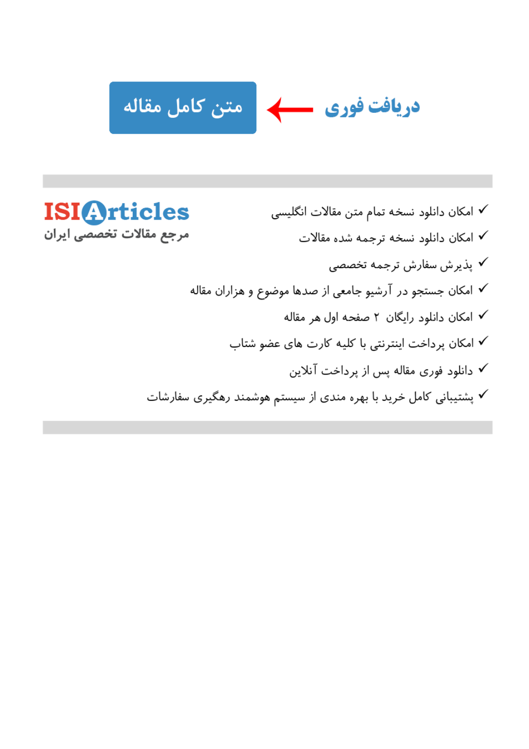دریافت فوری ← متن کامل مقاله

ISIArticles
مرجع مقالات تخصصی ایران

- ✓ امکان دانلود نسخه تمام متن مقالات انگلیسی
- ✓ امکان دانلود نسخه ترجمه شده مقالات
- ✓ پذیرش سفارش ترجمه تخصصی
- ✓ امکان جستجو در آرشیو جامعی از صدها موضوع و هزاران مقاله
- ✓ امکان دانلود رایگان ۲ صفحه اول هر مقاله
- ✓ امکان پرداخت اینترنتی با کلیه کارت های عضو شتاب
- ✓ دانلود فوری مقاله پس از پرداخت آنلاین
- ✓ پشتیبانی کامل خرید با بهره مندی از سیستم هوشمند رهگیری سفارشات